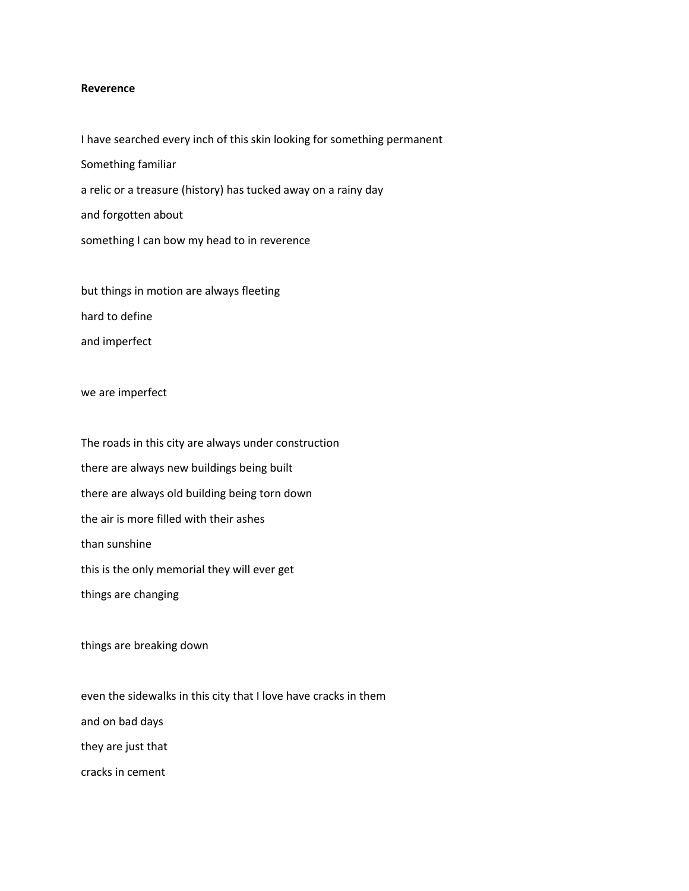**Reverence**

I have searched every inch of this skin looking for something permanent

Something familiar

a relic or a treasure (history) has tucked away on a rainy day

and forgotten about

something I can bow my head to in reverence

but things in motion are always fleeting

hard to define

and imperfect

we are imperfect

The roads in this city are always under construction

there are always new buildings being built

there are always old building being torn down

the air is more filled with their ashes

than sunshine

this is the only memorial they will ever get

things are changing

things are breaking down

even the sidewalks in this city that I love have cracks in them

and on bad days

they are just that

cracks in cement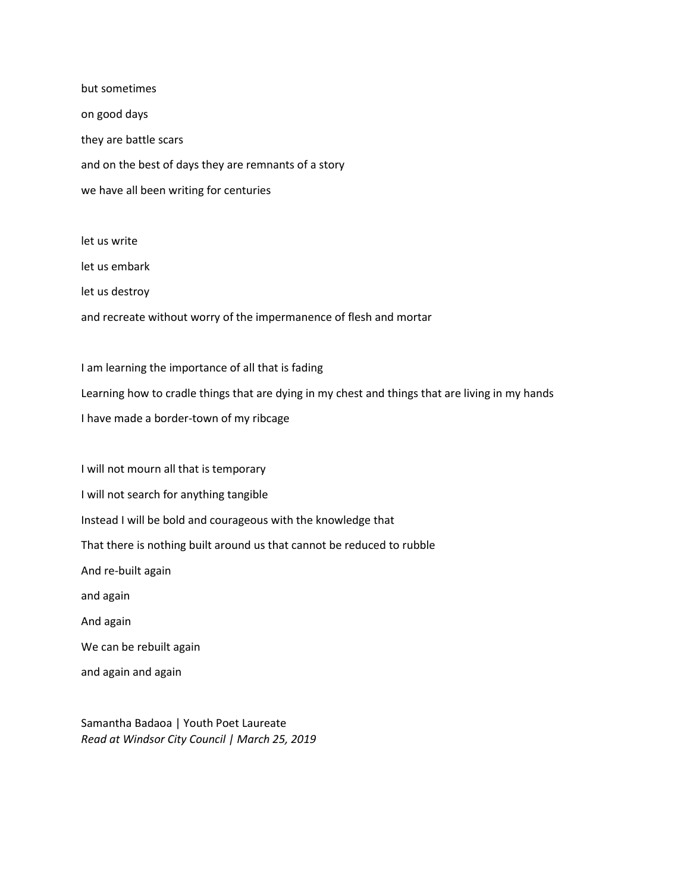but sometimes

on good days

they are battle scars

and on the best of days they are remnants of a story

we have all been writing for centuries

let us write

let us embark

let us destroy

and recreate without worry of the impermanence of flesh and mortar

I am learning the importance of all that is fading

Learning how to cradle things that are dying in my chest and things that are living in my hands

I have made a border-town of my ribcage

I will not mourn all that is temporary

I will not search for anything tangible

Instead I will be bold and courageous with the knowledge that

That there is nothing built around us that cannot be reduced to rubble

And re-built again

and again

And again

We can be rebuilt again

and again and again

Samantha Badaoa | Youth Poet Laureate

*Read at Windsor City Council | March 25, 2019*